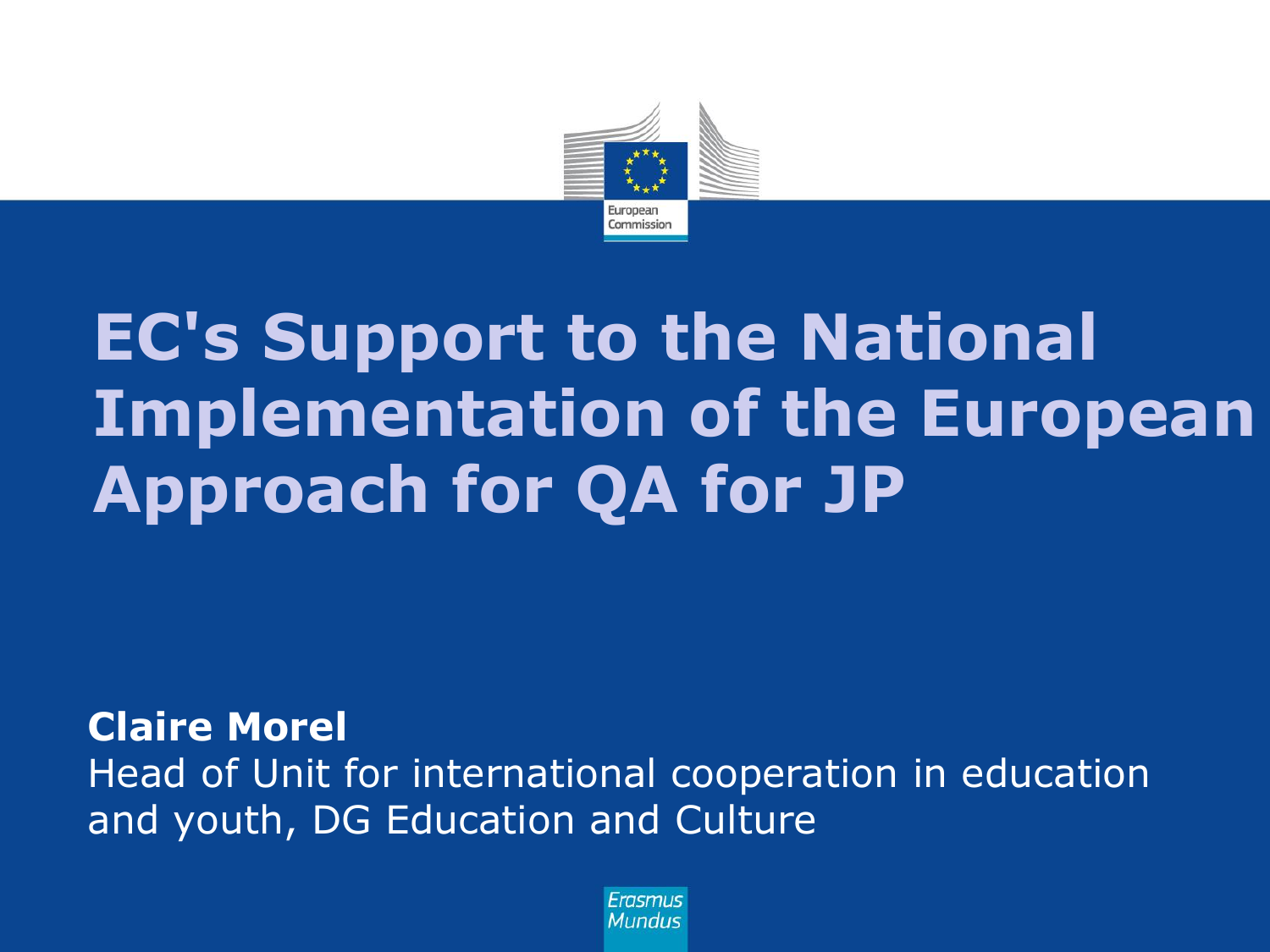# EC's Support to the National Implementation of the European Approach for QA for JP

**Claire Morel**

Head of Unit for international cooperation in education and youth, DG Education and Culture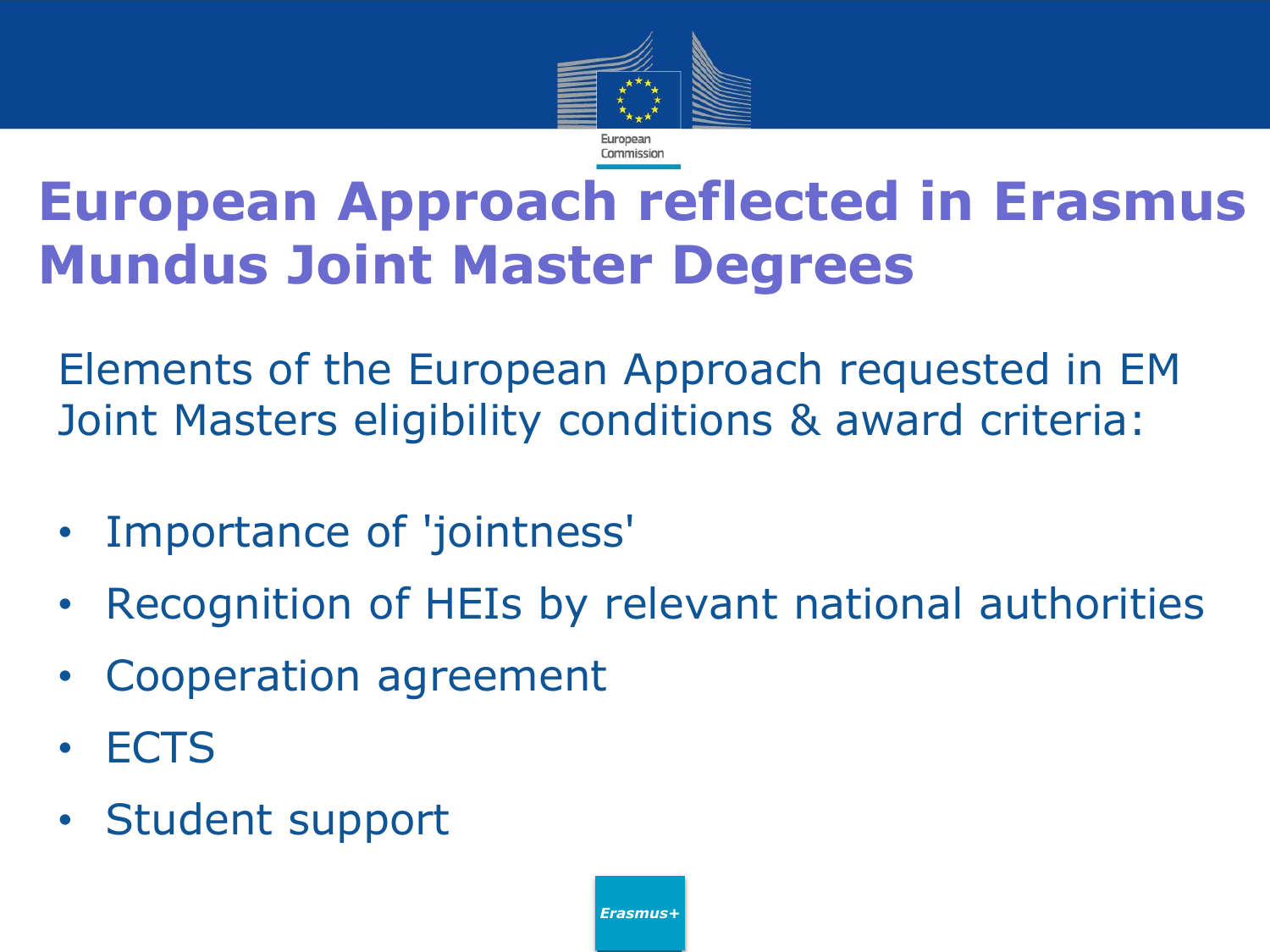# European Approach reflected in Erasmus Mundus Joint Master Degrees

Elements of the European Approach requested in EM Joint Masters eligibility conditions & award criteria:

- Importance of 'jointness'
- Recognition of HEIs by relevant national authorities
- Cooperation agreement
- ECTS
- Student support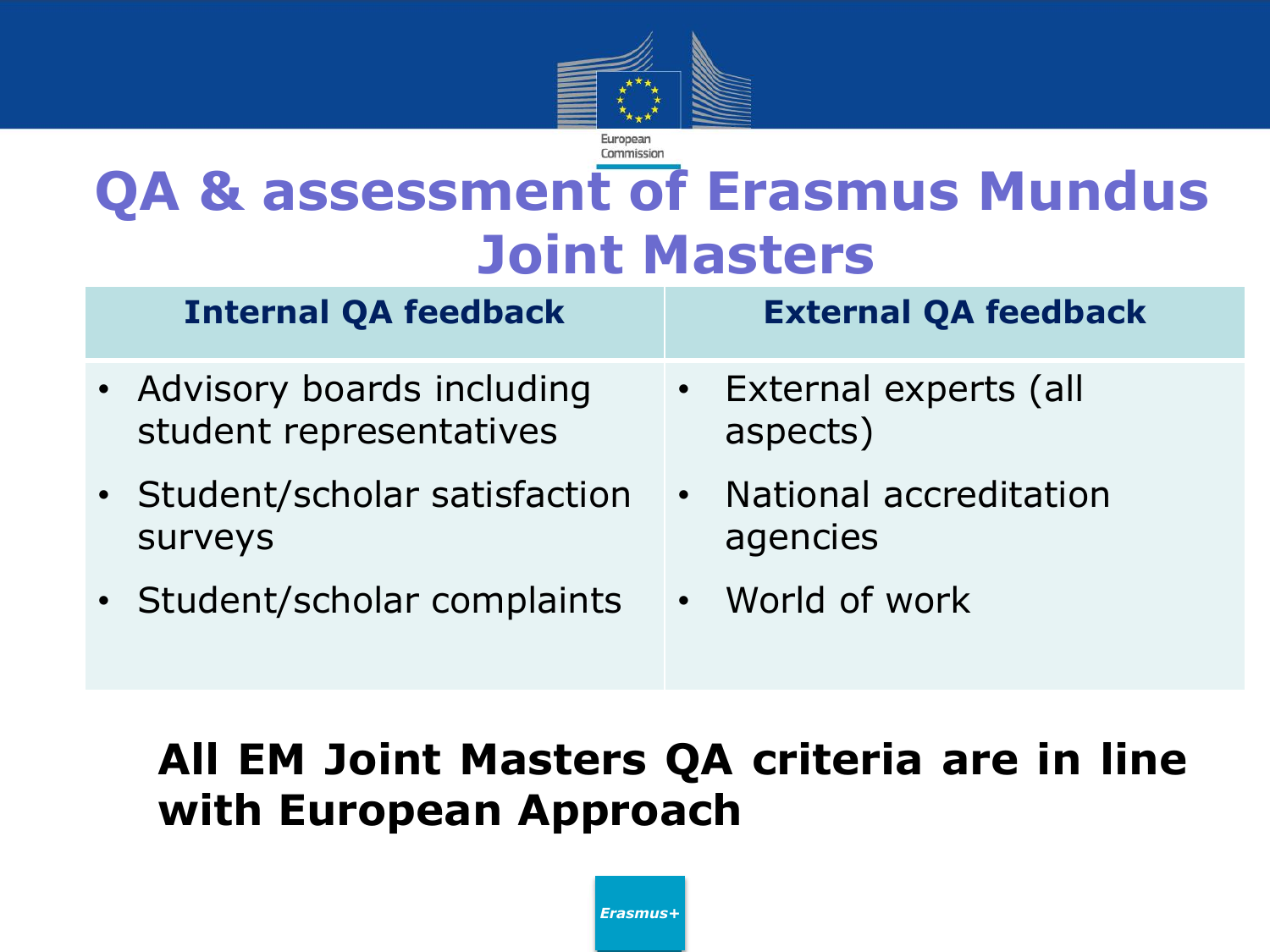# QA & assessment of Erasmus Mundus Joint Masters

| Internal QA feedback | External QA feedback |
|---|---|
| • Advisory boards including student representatives<br>• Student/scholar satisfaction surveys<br>• Student/scholar complaints | • External experts (all aspects)<br>• National accreditation agencies<br>• World of work |

**All EM Joint Masters QA criteria are in line with European Approach**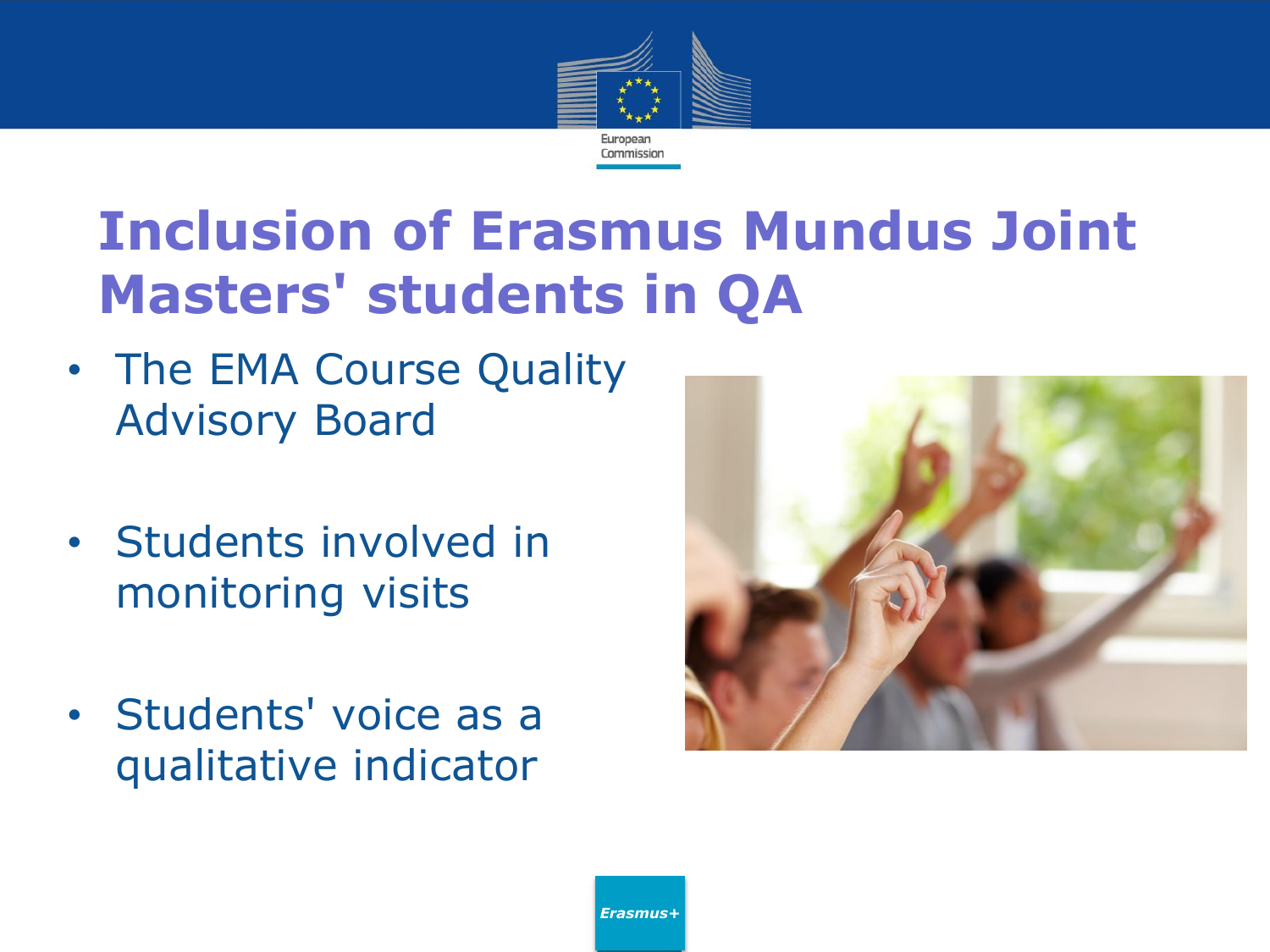# Inclusion of Erasmus Mundus Joint Masters' students in QA

- The EMA Course Quality Advisory Board
- Students involved in monitoring visits
- Students' voice as a qualitative indicator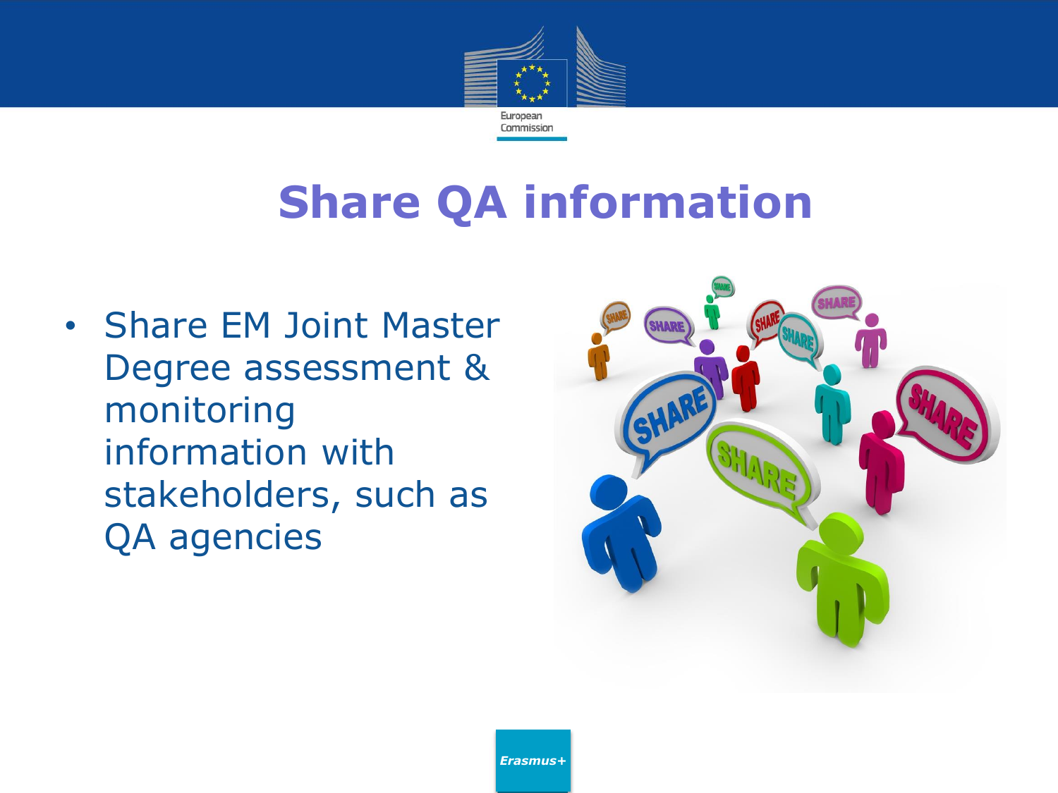# Share QA information

- Share EM Joint Master Degree assessment & monitoring information with stakeholders, such as QA agencies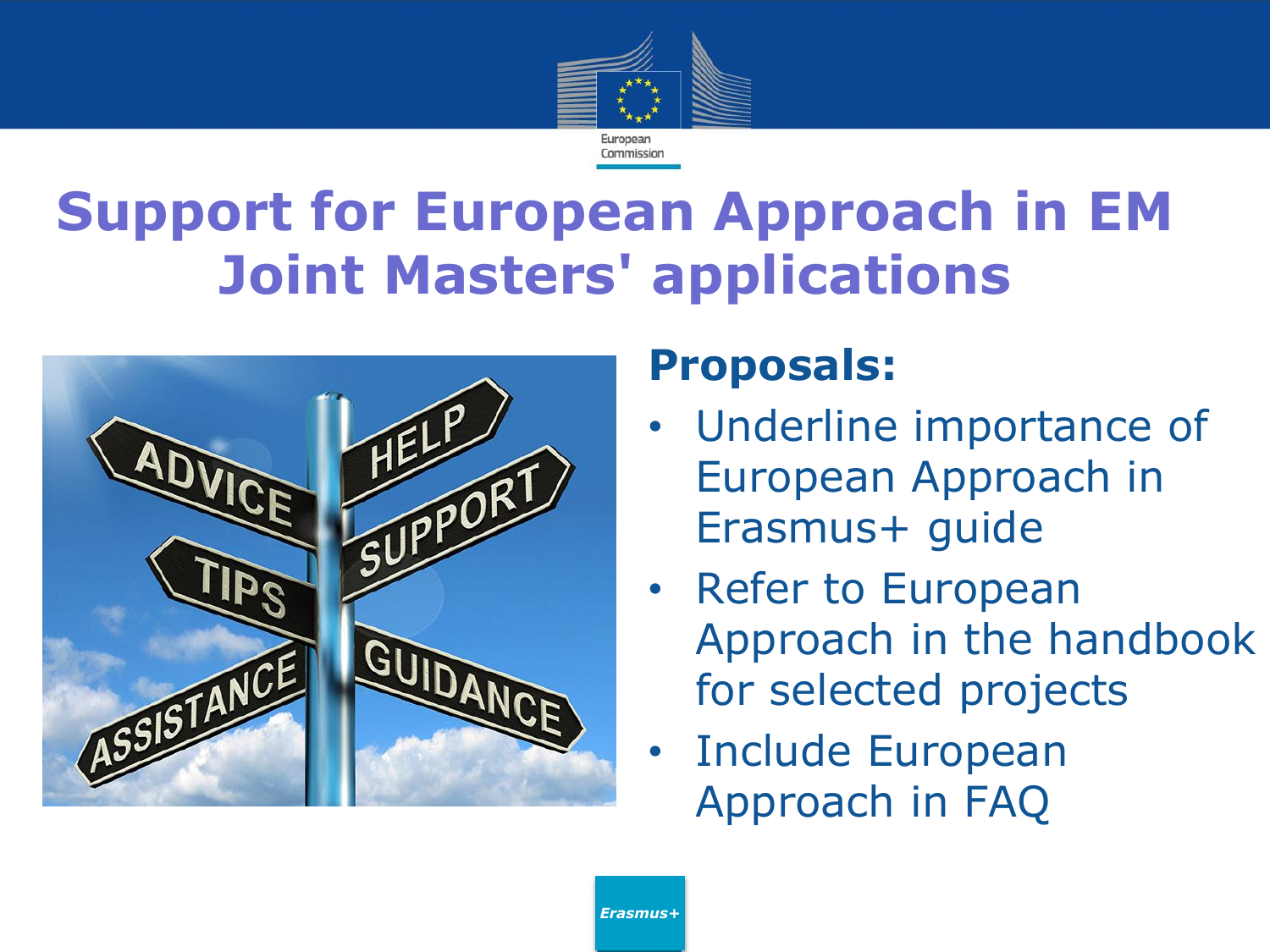# Support for European Approach in EM Joint Masters' applications

## Proposals:

- Underline importance of European Approach in Erasmus+ guide
- Refer to European Approach in the handbook for selected projects
- Include European Approach in FAQ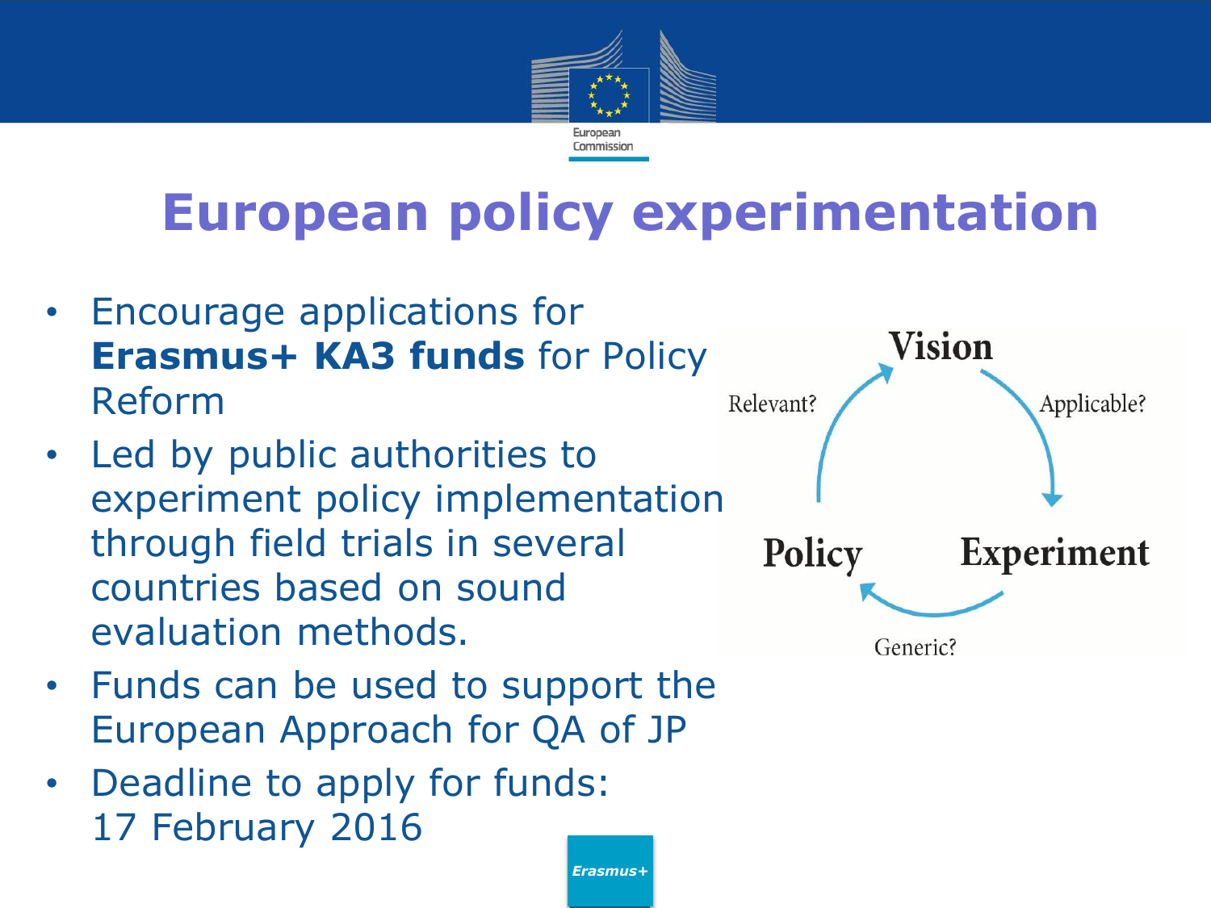# European policy experimentation

- Encourage applications for **Erasmus+ KA3 funds** for Policy Reform
- Led by public authorities to experiment policy implementation through field trials in several countries based on sound evaluation methods.
- Funds can be used to support the European Approach for QA of JP
- Deadline to apply for funds: 17 February 2016

Vision → Applicable? → Experiment → Generic? → Policy → Relevant? → Vision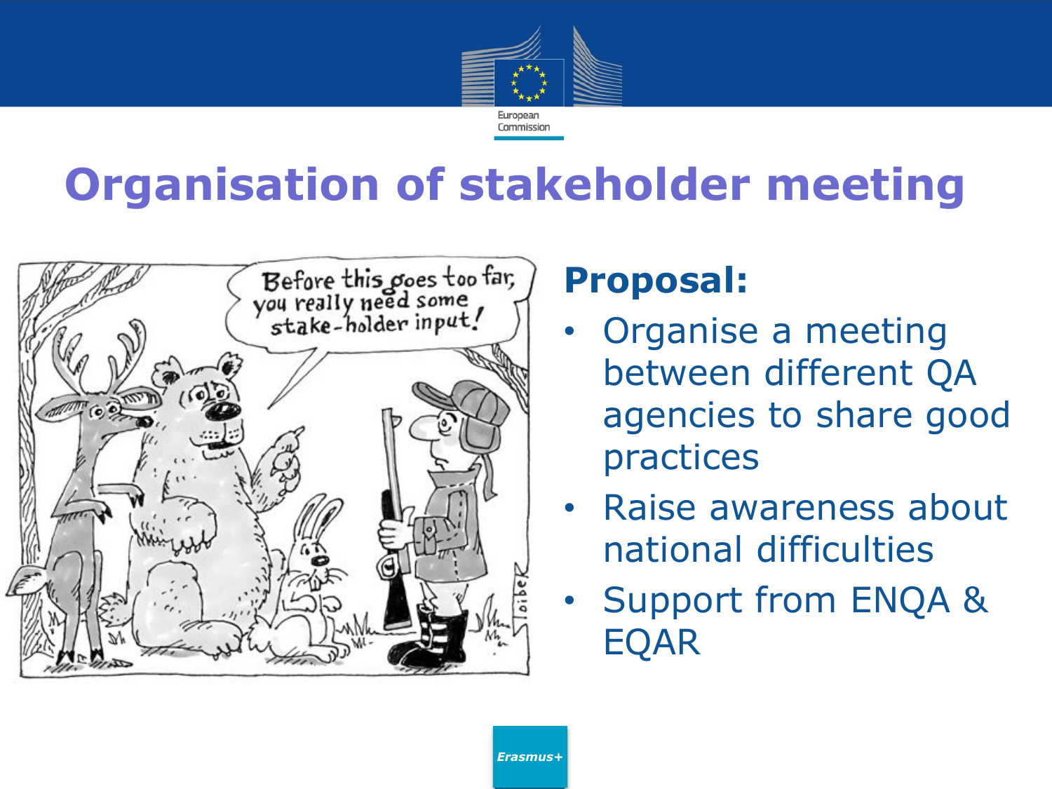# Organisation of stakeholder meeting

**Proposal:**

- Organise a meeting between different QA agencies to share good practices
- Raise awareness about national difficulties
- Support from ENQA & EQAR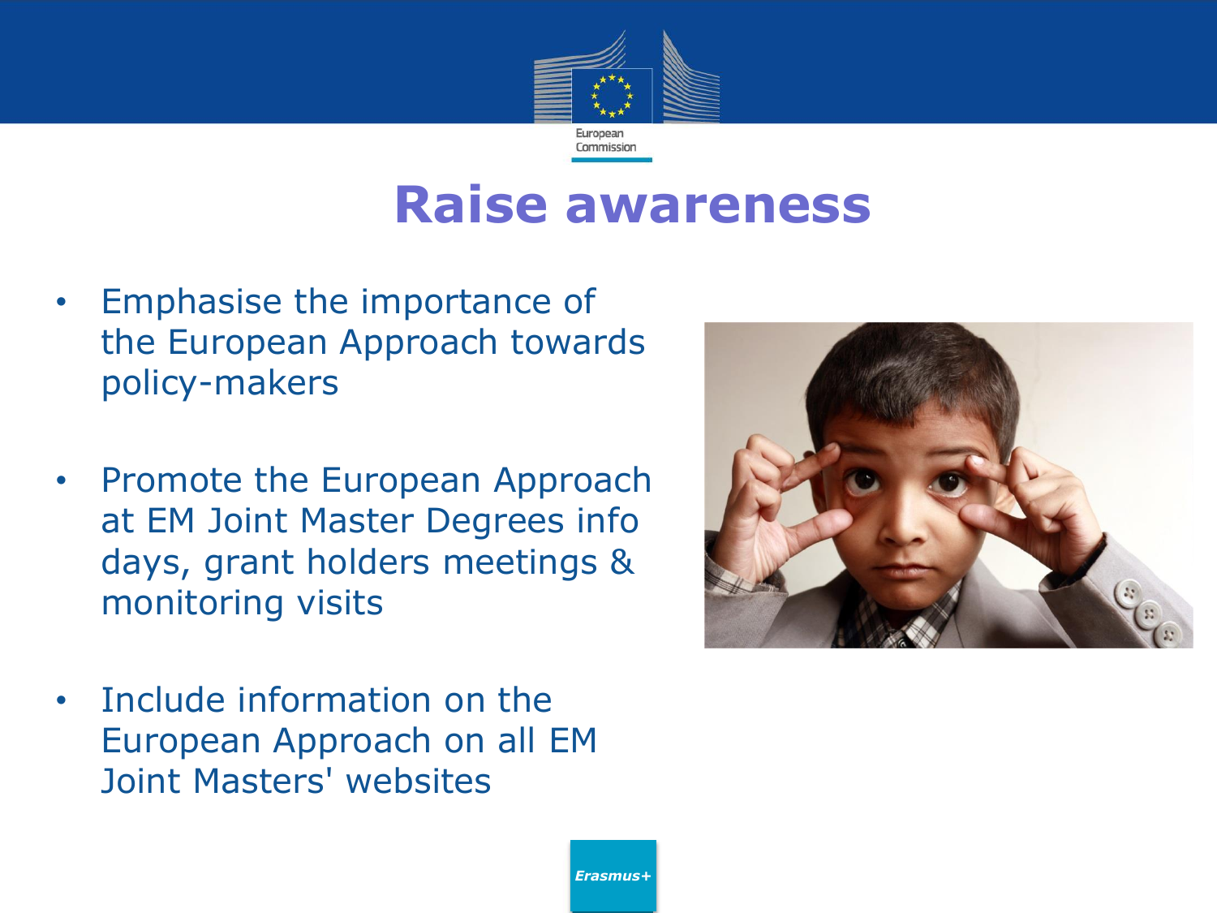# Raise awareness

- Emphasise the importance of the European Approach towards policy-makers
- Promote the European Approach at EM Joint Master Degrees info days, grant holders meetings & monitoring visits
- Include information on the European Approach on all EM Joint Masters' websites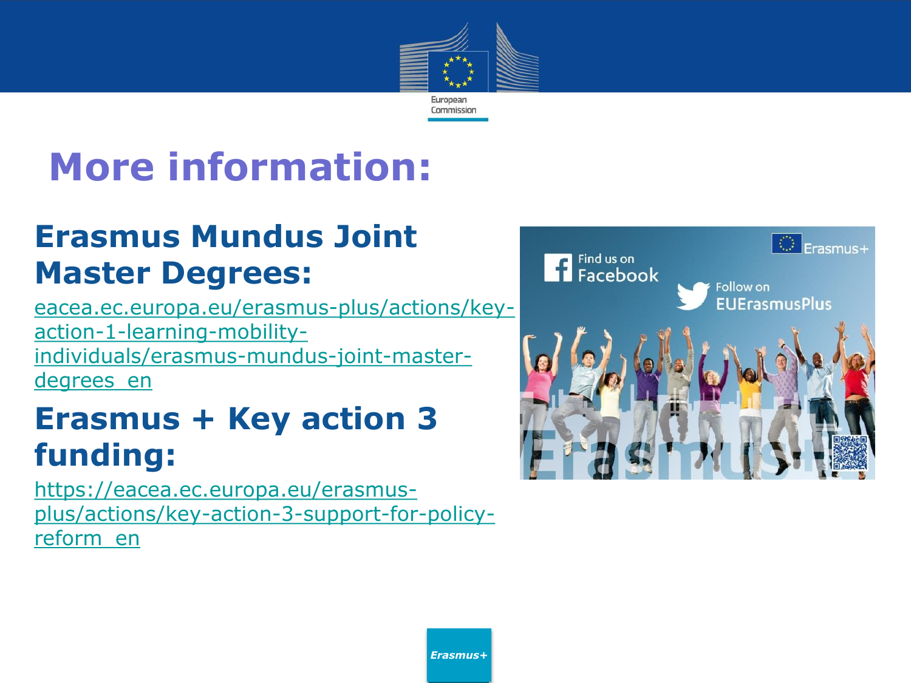# More information:

## Erasmus Mundus Joint Master Degrees:

eacea.ec.europa.eu/erasmus-plus/actions/key-action-1-learning-mobility-individuals/erasmus-mundus-joint-master-degrees_en

## Erasmus + Key action 3 funding:

https://eacea.ec.europa.eu/erasmus-plus/actions/key-action-3-support-for-policy-reform_en

Find us on Facebook

Follow on EUErasmusPlus